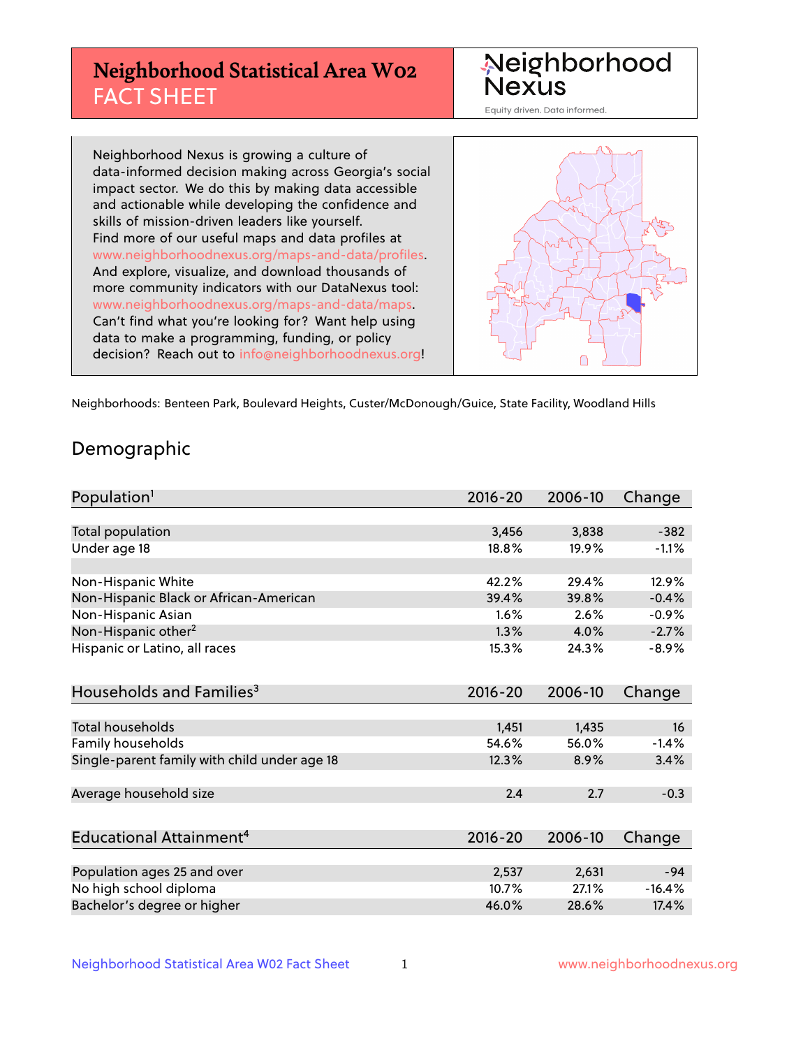# Neighborhood Statistical Area W02 FACT SHEET

Neighborhood Nexus
Equity driven. Data informed.

Neighborhood Nexus is growing a culture of data-informed decision making across Georgia's social impact sector. We do this by making data accessible and actionable while developing the confidence and skills of mission-driven leaders like yourself. Find more of our useful maps and data profiles at www.neighborhoodnexus.org/maps-and-data/profiles. And explore, visualize, and download thousands of more community indicators with our DataNexus tool: www.neighborhoodnexus.org/maps-and-data/maps. Can't find what you're looking for? Want help using data to make a programming, funding, or policy decision? Reach out to info@neighborhoodnexus.org!

Neighborhoods: Benteen Park, Boulevard Heights, Custer/McDonough/Guice, State Facility, Woodland Hills

## Demographic

| Population[1] | 2016-20 | 2006-10 | Change |
|---|---|---|---|
| Total population | 3,456 | 3,838 | -382 |
| Under age 18 | 18.8% | 19.9% | -1.1% |
| | | | |
| Non-Hispanic White | 42.2% | 29.4% | 12.9% |
| Non-Hispanic Black or African-American | 39.4% | 39.8% | -0.4% |
| Non-Hispanic Asian | 1.6% | 2.6% | -0.9% |
| Non-Hispanic other[2] | 1.3% | 4.0% | -2.7% |
| Hispanic or Latino, all races | 15.3% | 24.3% | -8.9% |

| Households and Families[3] | 2016-20 | 2006-10 | Change |
|---|---|---|---|
| Total households | 1,451 | 1,435 | 16 |
| Family households | 54.6% | 56.0% | -1.4% |
| Single-parent family with child under age 18 | 12.3% | 8.9% | 3.4% |
| | | | |
| Average household size | 2.4 | 2.7 | -0.3 |

| Educational Attainment[4] | 2016-20 | 2006-10 | Change |
|---|---|---|---|
| Population ages 25 and over | 2,537 | 2,631 | -94 |
| No high school diploma | 10.7% | 27.1% | -16.4% |
| Bachelor's degree or higher | 46.0% | 28.6% | 17.4% |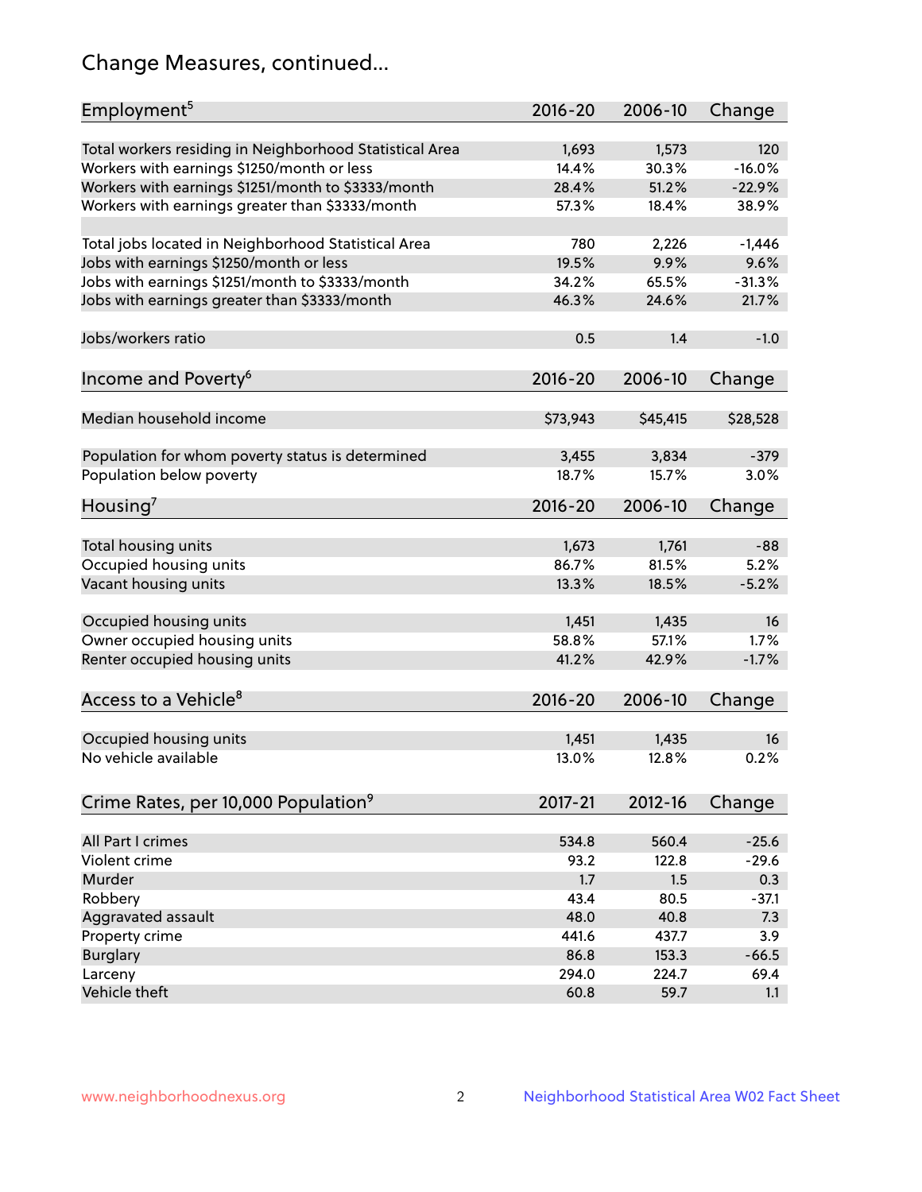# Change Measures, continued...

| Employment[5] | 2016-20 | 2006-10 | Change |
|---|---|---|---|
| Total workers residing in Neighborhood Statistical Area | 1,693 | 1,573 | 120 |
| Workers with earnings $1250/month or less | 14.4% | 30.3% | -16.0% |
| Workers with earnings $1251/month to $3333/month | 28.4% | 51.2% | -22.9% |
| Workers with earnings greater than $3333/month | 57.3% | 18.4% | 38.9% |
| | | | |
| Total jobs located in Neighborhood Statistical Area | 780 | 2,226 | -1,446 |
| Jobs with earnings $1250/month or less | 19.5% | 9.9% | 9.6% |
| Jobs with earnings $1251/month to $3333/month | 34.2% | 65.5% | -31.3% |
| Jobs with earnings greater than $3333/month | 46.3% | 24.6% | 21.7% |
| | | | |
| Jobs/workers ratio | 0.5 | 1.4 | -1.0 |

| Income and Poverty[6] | 2016-20 | 2006-10 | Change |
|---|---|---|---|
| Median household income | $73,943 | $45,415 | $28,528 |
| | | | |
| Population for whom poverty status is determined | 3,455 | 3,834 | -379 |
| Population below poverty | 18.7% | 15.7% | 3.0% |

| Housing[7] | 2016-20 | 2006-10 | Change |
|---|---|---|---|
| Total housing units | 1,673 | 1,761 | -88 |
| Occupied housing units | 86.7% | 81.5% | 5.2% |
| Vacant housing units | 13.3% | 18.5% | -5.2% |
| | | | |
| Occupied housing units | 1,451 | 1,435 | 16 |
| Owner occupied housing units | 58.8% | 57.1% | 1.7% |
| Renter occupied housing units | 41.2% | 42.9% | -1.7% |

| Access to a Vehicle[8] | 2016-20 | 2006-10 | Change |
|---|---|---|---|
| Occupied housing units | 1,451 | 1,435 | 16 |
| No vehicle available | 13.0% | 12.8% | 0.2% |

| Crime Rates, per 10,000 Population[9] | 2017-21 | 2012-16 | Change |
|---|---|---|---|
| All Part I crimes | 534.8 | 560.4 | -25.6 |
| Violent crime | 93.2 | 122.8 | -29.6 |
| Murder | 1.7 | 1.5 | 0.3 |
| Robbery | 43.4 | 80.5 | -37.1 |
| Aggravated assault | 48.0 | 40.8 | 7.3 |
| Property crime | 441.6 | 437.7 | 3.9 |
| Burglary | 86.8 | 153.3 | -66.5 |
| Larceny | 294.0 | 224.7 | 69.4 |
| Vehicle theft | 60.8 | 59.7 | 1.1 |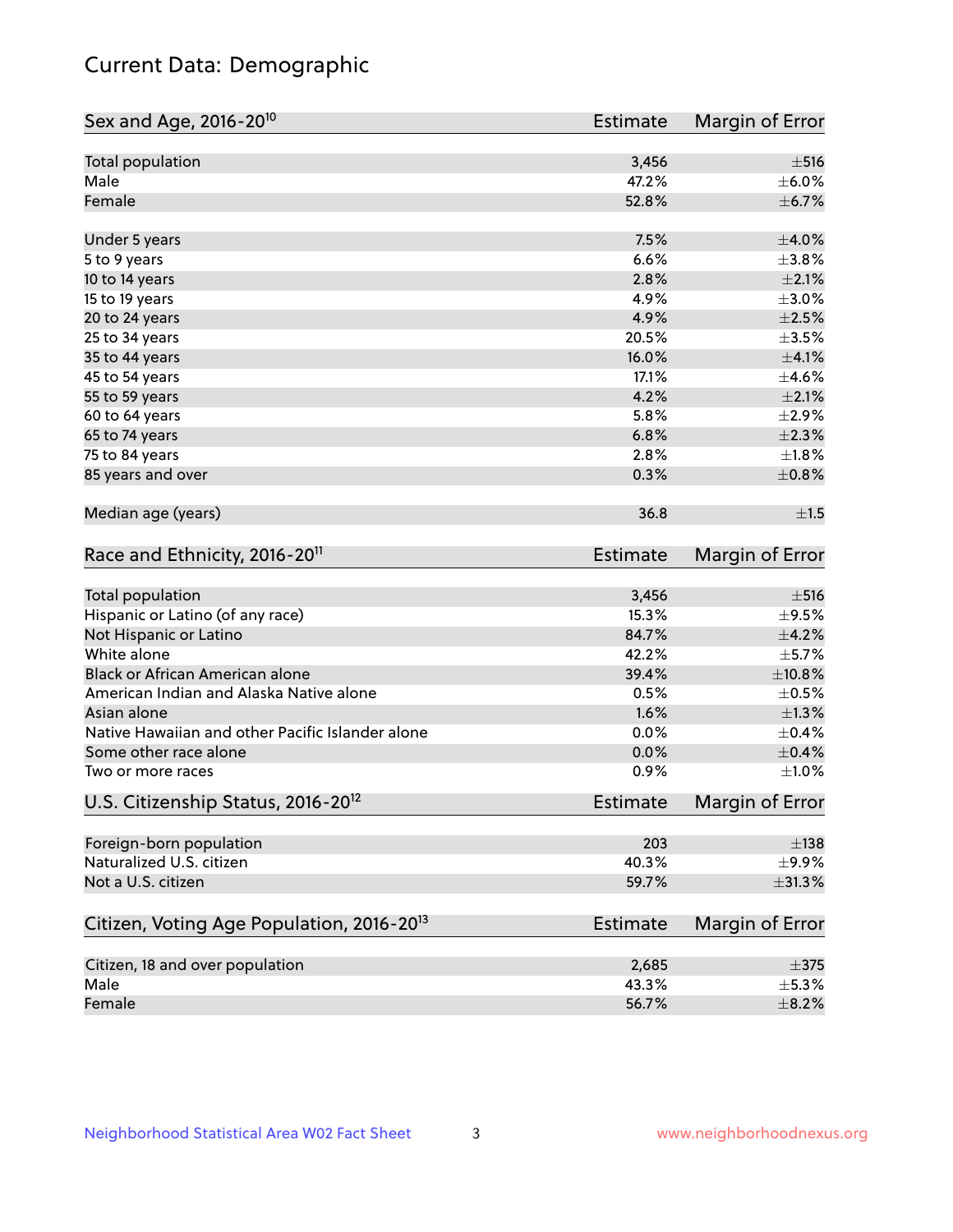# Current Data: Demographic

| Sex and Age, 2016-20[10] | Estimate | Margin of Error |
|---|---|---|
| Total population | 3,456 | ±516 |
| Male | 47.2% | ±6.0% |
| Female | 52.8% | ±6.7% |
| | | |
| Under 5 years | 7.5% | ±4.0% |
| 5 to 9 years | 6.6% | ±3.8% |
| 10 to 14 years | 2.8% | ±2.1% |
| 15 to 19 years | 4.9% | ±3.0% |
| 20 to 24 years | 4.9% | ±2.5% |
| 25 to 34 years | 20.5% | ±3.5% |
| 35 to 44 years | 16.0% | ±4.1% |
| 45 to 54 years | 17.1% | ±4.6% |
| 55 to 59 years | 4.2% | ±2.1% |
| 60 to 64 years | 5.8% | ±2.9% |
| 65 to 74 years | 6.8% | ±2.3% |
| 75 to 84 years | 2.8% | ±1.8% |
| 85 years and over | 0.3% | ±0.8% |
| | | |
| Median age (years) | 36.8 | ±1.5 |

| Race and Ethnicity, 2016-20[11] | Estimate | Margin of Error |
|---|---|---|
| Total population | 3,456 | ±516 |
| Hispanic or Latino (of any race) | 15.3% | ±9.5% |
| Not Hispanic or Latino | 84.7% | ±4.2% |
| White alone | 42.2% | ±5.7% |
| Black or African American alone | 39.4% | ±10.8% |
| American Indian and Alaska Native alone | 0.5% | ±0.5% |
| Asian alone | 1.6% | ±1.3% |
| Native Hawaiian and other Pacific Islander alone | 0.0% | ±0.4% |
| Some other race alone | 0.0% | ±0.4% |
| Two or more races | 0.9% | ±1.0% |

| U.S. Citizenship Status, 2016-20[12] | Estimate | Margin of Error |
|---|---|---|
| Foreign-born population | 203 | ±138 |
| Naturalized U.S. citizen | 40.3% | ±9.9% |
| Not a U.S. citizen | 59.7% | ±31.3% |

| Citizen, Voting Age Population, 2016-20[13] | Estimate | Margin of Error |
|---|---|---|
| Citizen, 18 and over population | 2,685 | ±375 |
| Male | 43.3% | ±5.3% |
| Female | 56.7% | ±8.2% |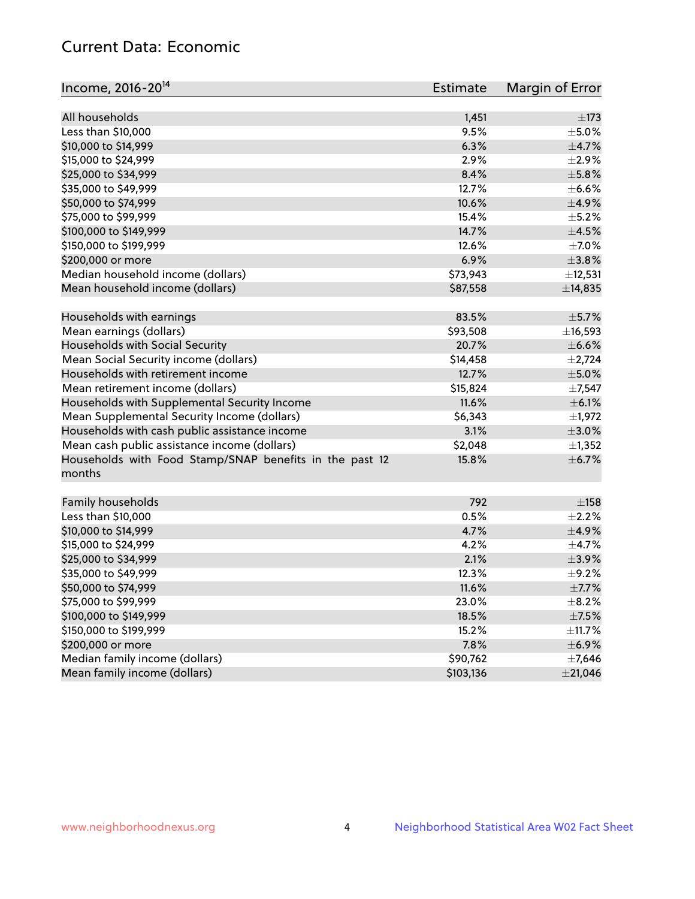## Current Data: Economic

| Income, 2016-20[14] | Estimate | Margin of Error |
|---|---|---|
| All households | 1,451 | ±173 |
| Less than $10,000 | 9.5% | ±5.0% |
| $10,000 to $14,999 | 6.3% | ±4.7% |
| $15,000 to $24,999 | 2.9% | ±2.9% |
| $25,000 to $34,999 | 8.4% | ±5.8% |
| $35,000 to $49,999 | 12.7% | ±6.6% |
| $50,000 to $74,999 | 10.6% | ±4.9% |
| $75,000 to $99,999 | 15.4% | ±5.2% |
| $100,000 to $149,999 | 14.7% | ±4.5% |
| $150,000 to $199,999 | 12.6% | ±7.0% |
| $200,000 or more | 6.9% | ±3.8% |
| Median household income (dollars) | $73,943 | ±12,531 |
| Mean household income (dollars) | $87,558 | ±14,835 |
| | | |
| Households with earnings | 83.5% | ±5.7% |
| Mean earnings (dollars) | $93,508 | ±16,593 |
| Households with Social Security | 20.7% | ±6.6% |
| Mean Social Security income (dollars) | $14,458 | ±2,724 |
| Households with retirement income | 12.7% | ±5.0% |
| Mean retirement income (dollars) | $15,824 | ±7,547 |
| Households with Supplemental Security Income | 11.6% | ±6.1% |
| Mean Supplemental Security Income (dollars) | $6,343 | ±1,972 |
| Households with cash public assistance income | 3.1% | ±3.0% |
| Mean cash public assistance income (dollars) | $2,048 | ±1,352 |
| Households with Food Stamp/SNAP benefits in the past 12 months | 15.8% | ±6.7% |
| | | |
| Family households | 792 | ±158 |
| Less than $10,000 | 0.5% | ±2.2% |
| $10,000 to $14,999 | 4.7% | ±4.9% |
| $15,000 to $24,999 | 4.2% | ±4.7% |
| $25,000 to $34,999 | 2.1% | ±3.9% |
| $35,000 to $49,999 | 12.3% | ±9.2% |
| $50,000 to $74,999 | 11.6% | ±7.7% |
| $75,000 to $99,999 | 23.0% | ±8.2% |
| $100,000 to $149,999 | 18.5% | ±7.5% |
| $150,000 to $199,999 | 15.2% | ±11.7% |
| $200,000 or more | 7.8% | ±6.9% |
| Median family income (dollars) | $90,762 | ±7,646 |
| Mean family income (dollars) | $103,136 | ±21,046 |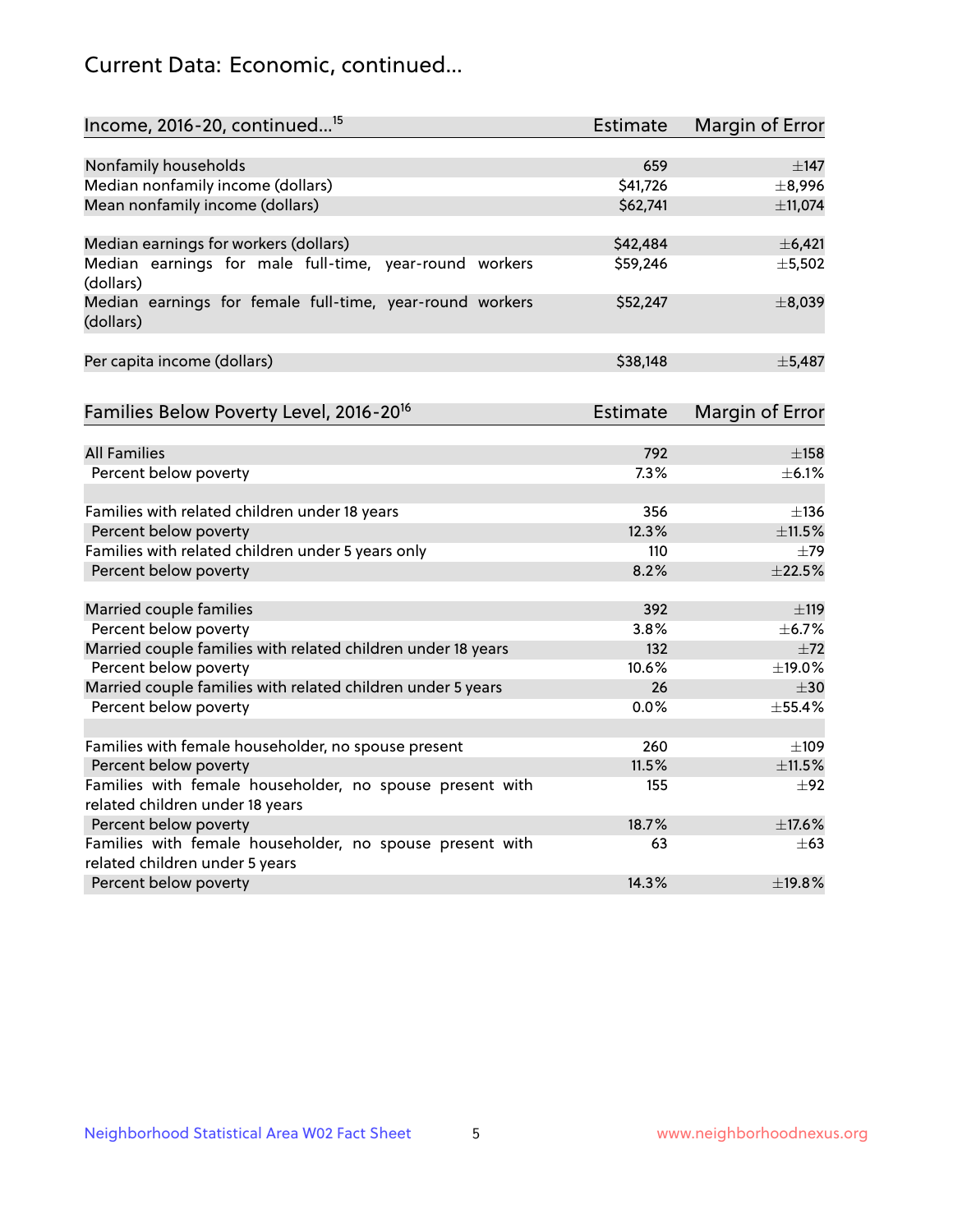## Current Data: Economic, continued...

| Income, 2016-20, continued...[15] | Estimate | Margin of Error |
|---|---|---|
| Nonfamily households | 659 | ±147 |
| Median nonfamily income (dollars) | $41,726 | ±8,996 |
| Mean nonfamily income (dollars) | $62,741 | ±11,074 |
| Median earnings for workers (dollars) | $42,484 | ±6,421 |
| Median earnings for male full-time, year-round workers (dollars) | $59,246 | ±5,502 |
| Median earnings for female full-time, year-round workers (dollars) | $52,247 | ±8,039 |
| Per capita income (dollars) | $38,148 | ±5,487 |

| Families Below Poverty Level, 2016-20[16] | Estimate | Margin of Error |
|---|---|---|
| All Families | 792 | ±158 |
| Percent below poverty | 7.3% | ±6.1% |
| Families with related children under 18 years | 356 | ±136 |
| Percent below poverty | 12.3% | ±11.5% |
| Families with related children under 5 years only | 110 | ±79 |
| Percent below poverty | 8.2% | ±22.5% |
| Married couple families | 392 | ±119 |
| Percent below poverty | 3.8% | ±6.7% |
| Married couple families with related children under 18 years | 132 | ±72 |
| Percent below poverty | 10.6% | ±19.0% |
| Married couple families with related children under 5 years | 26 | ±30 |
| Percent below poverty | 0.0% | ±55.4% |
| Families with female householder, no spouse present | 260 | ±109 |
| Percent below poverty | 11.5% | ±11.5% |
| Families with female householder, no spouse present with related children under 18 years | 155 | ±92 |
| Percent below poverty | 18.7% | ±17.6% |
| Families with female householder, no spouse present with related children under 5 years | 63 | ±63 |
| Percent below poverty | 14.3% | ±19.8% |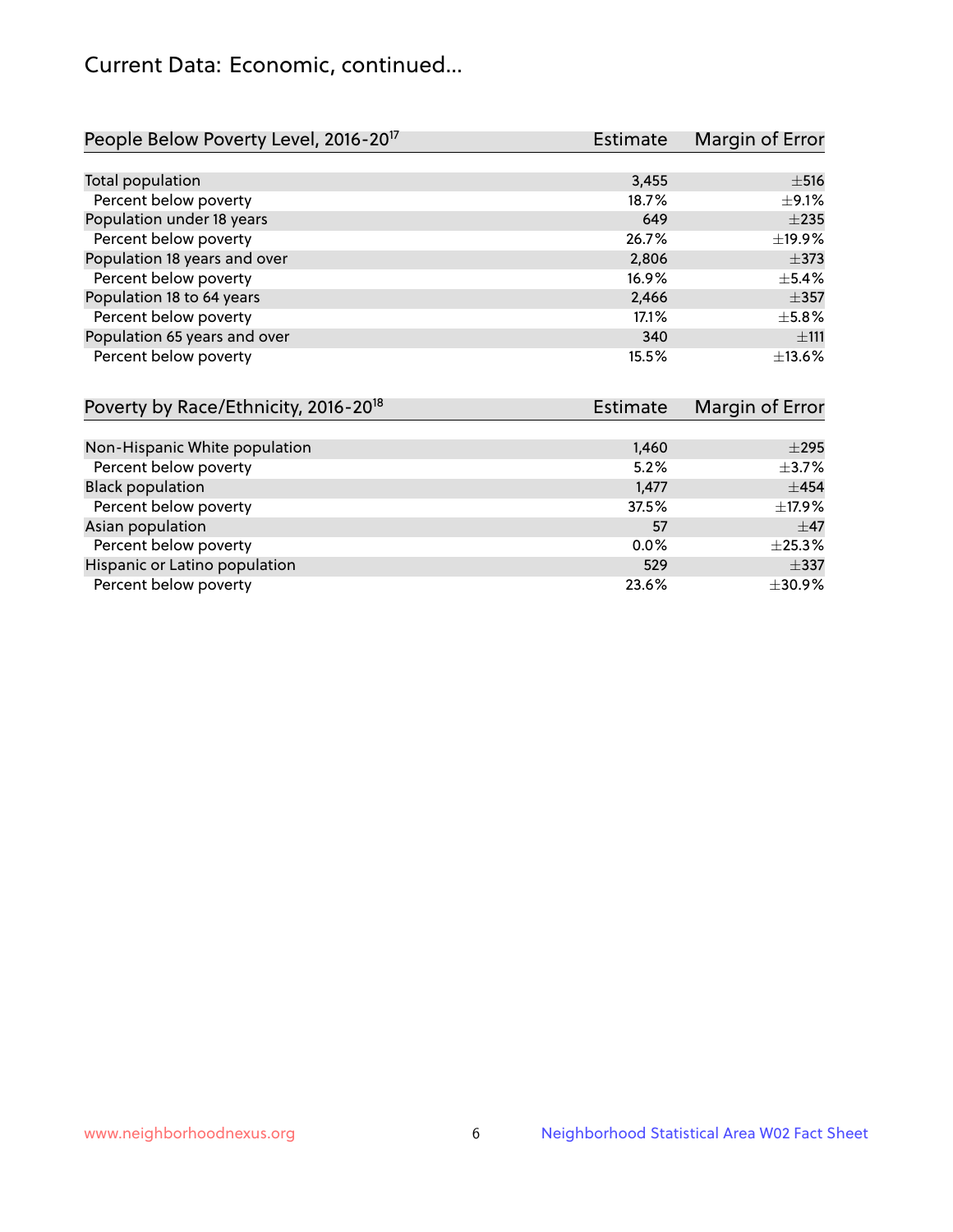# Current Data: Economic, continued...

| People Below Poverty Level, 2016-20[17] | Estimate | Margin of Error |
|---|---|---|
| Total population | 3,455 | ±516 |
| Percent below poverty | 18.7% | ±9.1% |
| Population under 18 years | 649 | ±235 |
| Percent below poverty | 26.7% | ±19.9% |
| Population 18 years and over | 2,806 | ±373 |
| Percent below poverty | 16.9% | ±5.4% |
| Population 18 to 64 years | 2,466 | ±357 |
| Percent below poverty | 17.1% | ±5.8% |
| Population 65 years and over | 340 | ±111 |
| Percent below poverty | 15.5% | ±13.6% |

| Poverty by Race/Ethnicity, 2016-20[18] | Estimate | Margin of Error |
|---|---|---|
| Non-Hispanic White population | 1,460 | ±295 |
| Percent below poverty | 5.2% | ±3.7% |
| Black population | 1,477 | ±454 |
| Percent below poverty | 37.5% | ±17.9% |
| Asian population | 57 | ±47 |
| Percent below poverty | 0.0% | ±25.3% |
| Hispanic or Latino population | 529 | ±337 |
| Percent below poverty | 23.6% | ±30.9% |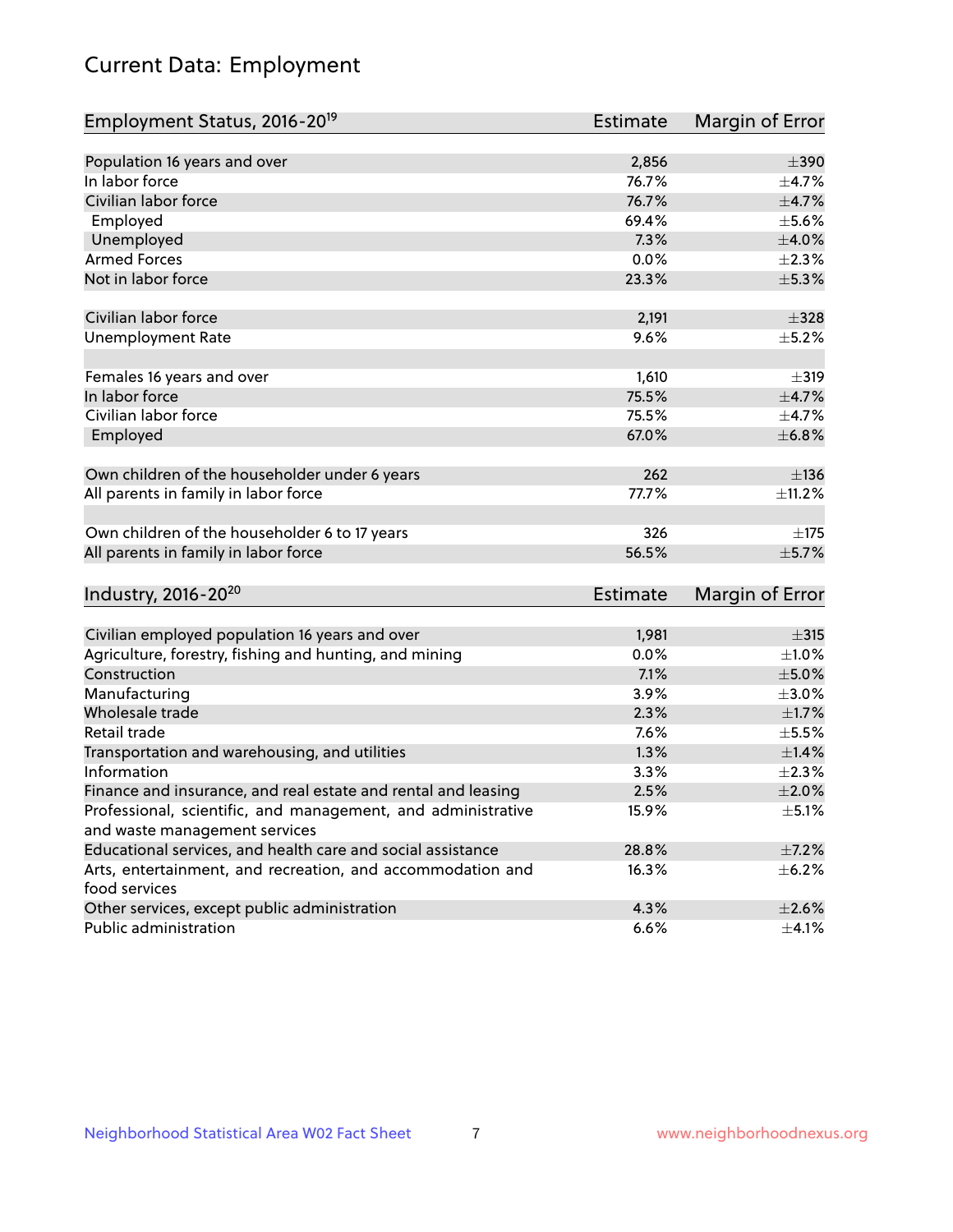# Current Data: Employment

| Employment Status, 2016-20[19] | Estimate | Margin of Error |
|---|---|---|
| Population 16 years and over | 2,856 | ±390 |
| In labor force | 76.7% | ±4.7% |
| Civilian labor force | 76.7% | ±4.7% |
| Employed | 69.4% | ±5.6% |
| Unemployed | 7.3% | ±4.0% |
| Armed Forces | 0.0% | ±2.3% |
| Not in labor force | 23.3% | ±5.3% |
| | | |
| Civilian labor force | 2,191 | ±328 |
| Unemployment Rate | 9.6% | ±5.2% |
| | | |
| Females 16 years and over | 1,610 | ±319 |
| In labor force | 75.5% | ±4.7% |
| Civilian labor force | 75.5% | ±4.7% |
| Employed | 67.0% | ±6.8% |
| | | |
| Own children of the householder under 6 years | 262 | ±136 |
| All parents in family in labor force | 77.7% | ±11.2% |
| | | |
| Own children of the householder 6 to 17 years | 326 | ±175 |
| All parents in family in labor force | 56.5% | ±5.7% |

| Industry, 2016-20[20] | Estimate | Margin of Error |
|---|---|---|
| Civilian employed population 16 years and over | 1,981 | ±315 |
| Agriculture, forestry, fishing and hunting, and mining | 0.0% | ±1.0% |
| Construction | 7.1% | ±5.0% |
| Manufacturing | 3.9% | ±3.0% |
| Wholesale trade | 2.3% | ±1.7% |
| Retail trade | 7.6% | ±5.5% |
| Transportation and warehousing, and utilities | 1.3% | ±1.4% |
| Information | 3.3% | ±2.3% |
| Finance and insurance, and real estate and rental and leasing | 2.5% | ±2.0% |
| Professional, scientific, and management, and administrative and waste management services | 15.9% | ±5.1% |
| Educational services, and health care and social assistance | 28.8% | ±7.2% |
| Arts, entertainment, and recreation, and accommodation and food services | 16.3% | ±6.2% |
| Other services, except public administration | 4.3% | ±2.6% |
| Public administration | 6.6% | ±4.1% |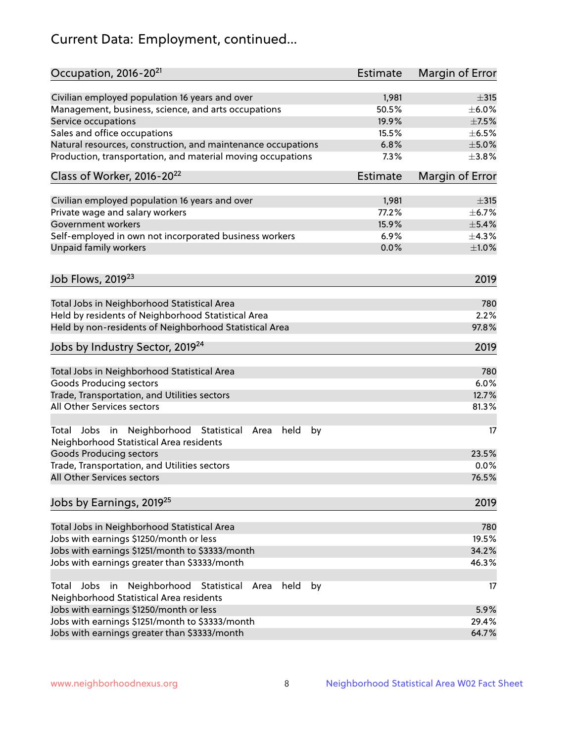# Current Data: Employment, continued...

| Occupation, 2016-20[21] | Estimate | Margin of Error |
|---|---|---|
| Civilian employed population 16 years and over | 1,981 | ±315 |
| Management, business, science, and arts occupations | 50.5% | ±6.0% |
| Service occupations | 19.9% | ±7.5% |
| Sales and office occupations | 15.5% | ±6.5% |
| Natural resources, construction, and maintenance occupations | 6.8% | ±5.0% |
| Production, transportation, and material moving occupations | 7.3% | ±3.8% |

| Class of Worker, 2016-20[22] | Estimate | Margin of Error |
|---|---|---|
| Civilian employed population 16 years and over | 1,981 | ±315 |
| Private wage and salary workers | 77.2% | ±6.7% |
| Government workers | 15.9% | ±5.4% |
| Self-employed in own not incorporated business workers | 6.9% | ±4.3% |
| Unpaid family workers | 0.0% | ±1.0% |

| Job Flows, 2019[23] | 2019 |
|---|---|
| Total Jobs in Neighborhood Statistical Area | 780 |
| Held by residents of Neighborhood Statistical Area | 2.2% |
| Held by non-residents of Neighborhood Statistical Area | 97.8% |

| Jobs by Industry Sector, 2019[24] | 2019 |
|---|---|
| Total Jobs in Neighborhood Statistical Area | 780 |
| Goods Producing sectors | 6.0% |
| Trade, Transportation, and Utilities sectors | 12.7% |
| All Other Services sectors | 81.3% |
| | |
| Total Jobs in Neighborhood Statistical Area held by Neighborhood Statistical Area residents | 17 |
| Goods Producing sectors | 23.5% |
| Trade, Transportation, and Utilities sectors | 0.0% |
| All Other Services sectors | 76.5% |

| Jobs by Earnings, 2019[25] | 2019 |
|---|---|
| Total Jobs in Neighborhood Statistical Area | 780 |
| Jobs with earnings \$1250/month or less | 19.5% |
| Jobs with earnings \$1251/month to \$3333/month | 34.2% |
| Jobs with earnings greater than \$3333/month | 46.3% |
| | |
| Total Jobs in Neighborhood Statistical Area held by Neighborhood Statistical Area residents | 17 |
| Jobs with earnings \$1250/month or less | 5.9% |
| Jobs with earnings \$1251/month to \$3333/month | 29.4% |
| Jobs with earnings greater than \$3333/month | 64.7% |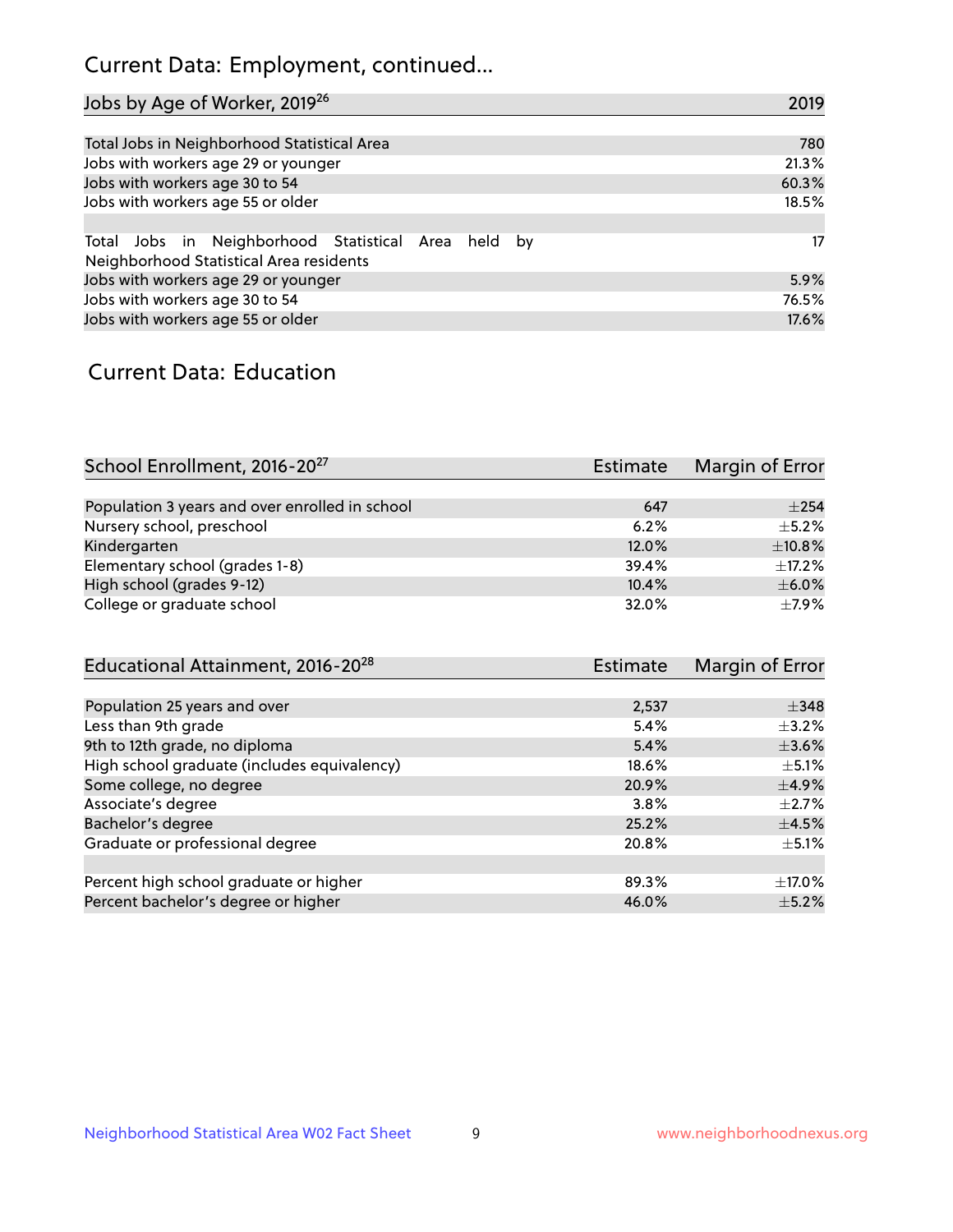## Current Data: Employment, continued...

| Jobs by Age of Worker, 2019[26] | 2019 |
|---|---|
| Total Jobs in Neighborhood Statistical Area | 780 |
| Jobs with workers age 29 or younger | 21.3% |
| Jobs with workers age 30 to 54 | 60.3% |
| Jobs with workers age 55 or older | 18.5% |
| | |
| Total Jobs in Neighborhood Statistical Area held by Neighborhood Statistical Area residents | 17 |
| Jobs with workers age 29 or younger | 5.9% |
| Jobs with workers age 30 to 54 | 76.5% |
| Jobs with workers age 55 or older | 17.6% |

## Current Data: Education

| School Enrollment, 2016-20[27] | Estimate | Margin of Error |
|---|---|---|
| Population 3 years and over enrolled in school | 647 | ±254 |
| Nursery school, preschool | 6.2% | ±5.2% |
| Kindergarten | 12.0% | ±10.8% |
| Elementary school (grades 1-8) | 39.4% | ±17.2% |
| High school (grades 9-12) | 10.4% | ±6.0% |
| College or graduate school | 32.0% | ±7.9% |

| Educational Attainment, 2016-20[28] | Estimate | Margin of Error |
|---|---|---|
| Population 25 years and over | 2,537 | ±348 |
| Less than 9th grade | 5.4% | ±3.2% |
| 9th to 12th grade, no diploma | 5.4% | ±3.6% |
| High school graduate (includes equivalency) | 18.6% | ±5.1% |
| Some college, no degree | 20.9% | ±4.9% |
| Associate's degree | 3.8% | ±2.7% |
| Bachelor's degree | 25.2% | ±4.5% |
| Graduate or professional degree | 20.8% | ±5.1% |
| | | |
| Percent high school graduate or higher | 89.3% | ±17.0% |
| Percent bachelor's degree or higher | 46.0% | ±5.2% |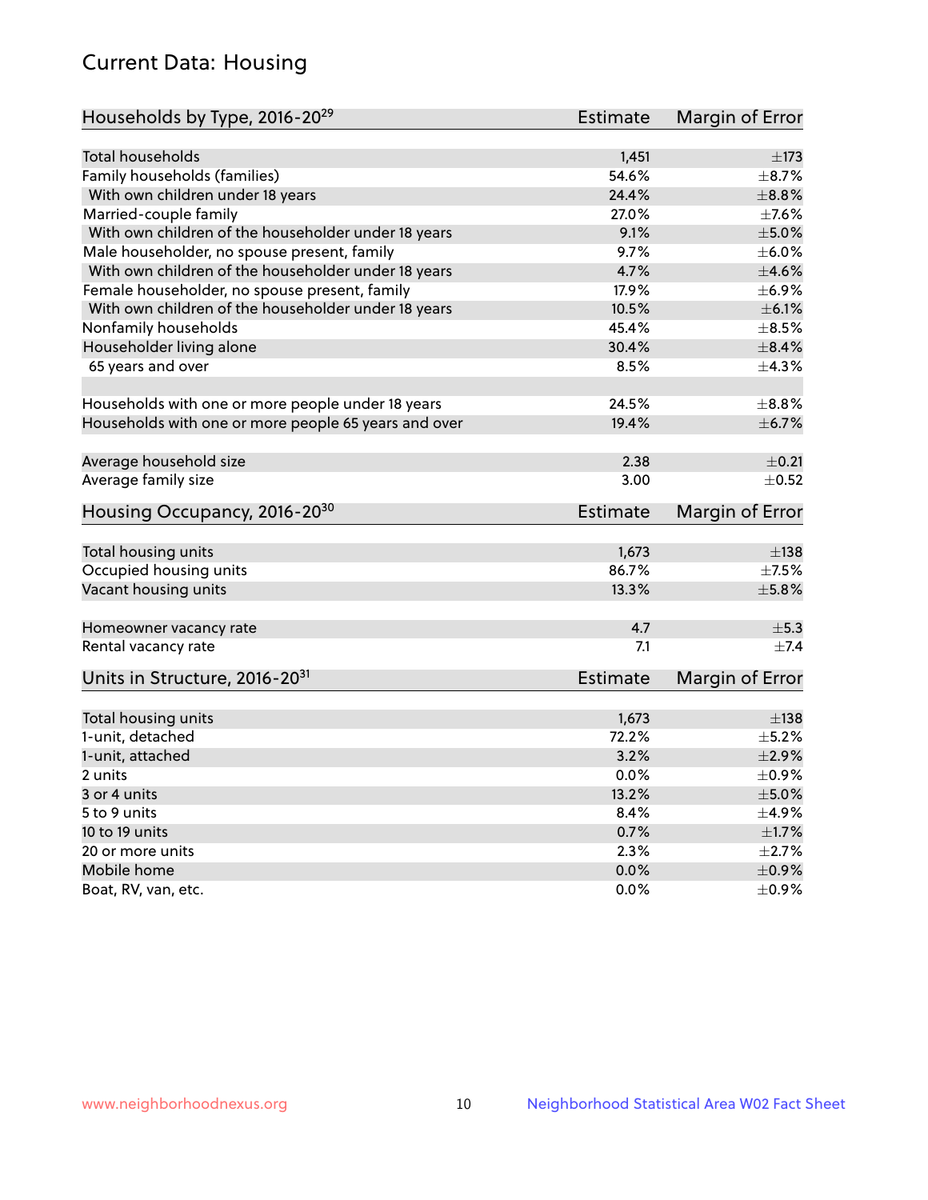## Current Data: Housing

| Households by Type, 2016-20[29] | Estimate | Margin of Error |
|---|---|---|
| Total households | 1,451 | ±173 |
| Family households (families) | 54.6% | ±8.7% |
| With own children under 18 years | 24.4% | ±8.8% |
| Married-couple family | 27.0% | ±7.6% |
| With own children of the householder under 18 years | 9.1% | ±5.0% |
| Male householder, no spouse present, family | 9.7% | ±6.0% |
| With own children of the householder under 18 years | 4.7% | ±4.6% |
| Female householder, no spouse present, family | 17.9% | ±6.9% |
| With own children of the householder under 18 years | 10.5% | ±6.1% |
| Nonfamily households | 45.4% | ±8.5% |
| Householder living alone | 30.4% | ±8.4% |
| 65 years and over | 8.5% | ±4.3% |
| | | |
| Households with one or more people under 18 years | 24.5% | ±8.8% |
| Households with one or more people 65 years and over | 19.4% | ±6.7% |
| | | |
| Average household size | 2.38 | ±0.21 |
| Average family size | 3.00 | ±0.52 |

| Housing Occupancy, 2016-20[30] | Estimate | Margin of Error |
|---|---|---|
| Total housing units | 1,673 | ±138 |
| Occupied housing units | 86.7% | ±7.5% |
| Vacant housing units | 13.3% | ±5.8% |
| | | |
| Homeowner vacancy rate | 4.7 | ±5.3 |
| Rental vacancy rate | 7.1 | ±7.4 |

| Units in Structure, 2016-20[31] | Estimate | Margin of Error |
|---|---|---|
| Total housing units | 1,673 | ±138 |
| 1-unit, detached | 72.2% | ±5.2% |
| 1-unit, attached | 3.2% | ±2.9% |
| 2 units | 0.0% | ±0.9% |
| 3 or 4 units | 13.2% | ±5.0% |
| 5 to 9 units | 8.4% | ±4.9% |
| 10 to 19 units | 0.7% | ±1.7% |
| 20 or more units | 2.3% | ±2.7% |
| Mobile home | 0.0% | ±0.9% |
| Boat, RV, van, etc. | 0.0% | ±0.9% |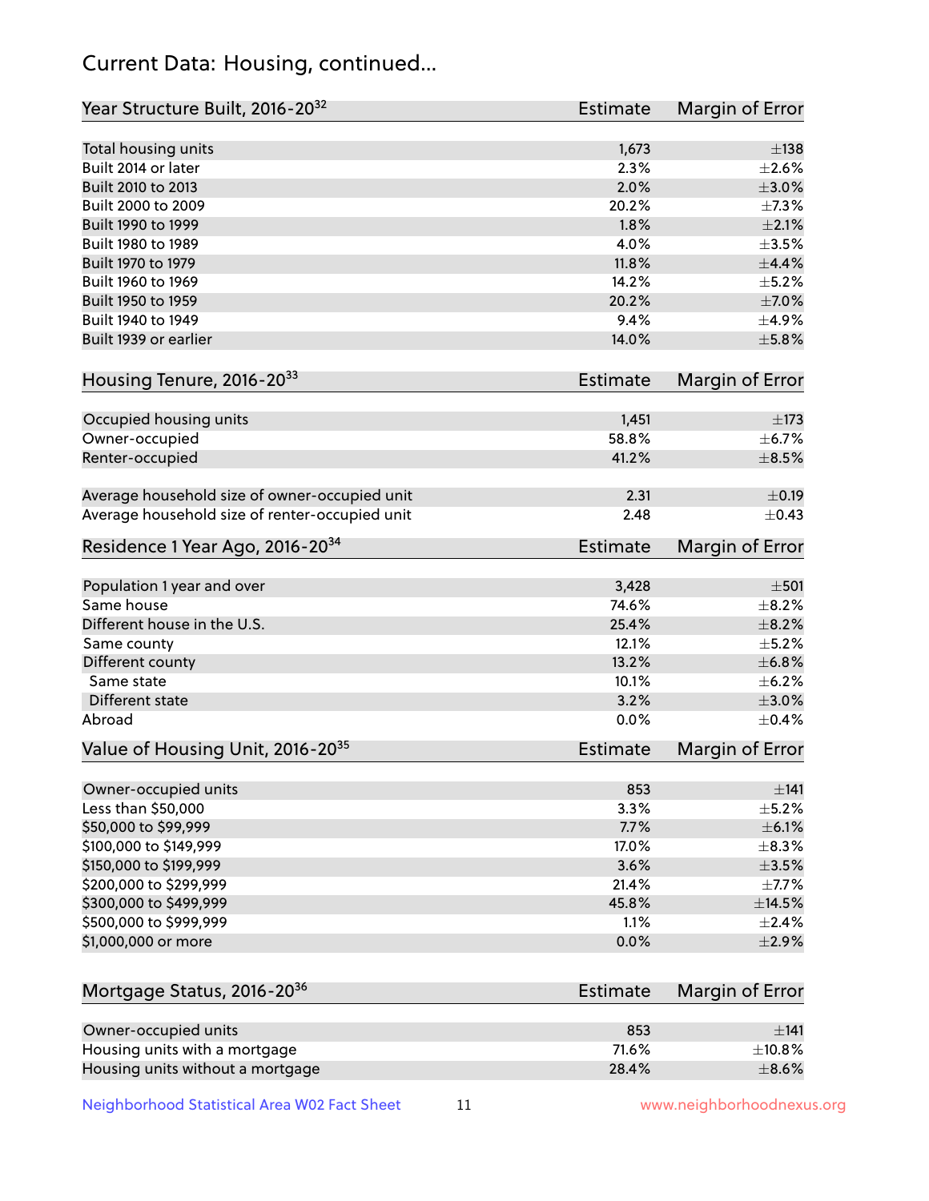## Current Data: Housing, continued...

| Year Structure Built, 2016-20[32] | Estimate | Margin of Error |
|---|---|---|
| Total housing units | 1,673 | ±138 |
| Built 2014 or later | 2.3% | ±2.6% |
| Built 2010 to 2013 | 2.0% | ±3.0% |
| Built 2000 to 2009 | 20.2% | ±7.3% |
| Built 1990 to 1999 | 1.8% | ±2.1% |
| Built 1980 to 1989 | 4.0% | ±3.5% |
| Built 1970 to 1979 | 11.8% | ±4.4% |
| Built 1960 to 1969 | 14.2% | ±5.2% |
| Built 1950 to 1959 | 20.2% | ±7.0% |
| Built 1940 to 1949 | 9.4% | ±4.9% |
| Built 1939 or earlier | 14.0% | ±5.8% |

| Housing Tenure, 2016-20[33] | Estimate | Margin of Error |
|---|---|---|
| Occupied housing units | 1,451 | ±173 |
| Owner-occupied | 58.8% | ±6.7% |
| Renter-occupied | 41.2% | ±8.5% |
| Average household size of owner-occupied unit | 2.31 | ±0.19 |
| Average household size of renter-occupied unit | 2.48 | ±0.43 |

| Residence 1 Year Ago, 2016-20[34] | Estimate | Margin of Error |
|---|---|---|
| Population 1 year and over | 3,428 | ±501 |
| Same house | 74.6% | ±8.2% |
| Different house in the U.S. | 25.4% | ±8.2% |
| Same county | 12.1% | ±5.2% |
| Different county | 13.2% | ±6.8% |
| Same state | 10.1% | ±6.2% |
| Different state | 3.2% | ±3.0% |
| Abroad | 0.0% | ±0.4% |

| Value of Housing Unit, 2016-20[35] | Estimate | Margin of Error |
|---|---|---|
| Owner-occupied units | 853 | ±141 |
| Less than $50,000 | 3.3% | ±5.2% |
| $50,000 to $99,999 | 7.7% | ±6.1% |
| $100,000 to $149,999 | 17.0% | ±8.3% |
| $150,000 to $199,999 | 3.6% | ±3.5% |
| $200,000 to $299,999 | 21.4% | ±7.7% |
| $300,000 to $499,999 | 45.8% | ±14.5% |
| $500,000 to $999,999 | 1.1% | ±2.4% |
| $1,000,000 or more | 0.0% | ±2.9% |

| Mortgage Status, 2016-20[36] | Estimate | Margin of Error |
|---|---|---|
| Owner-occupied units | 853 | ±141 |
| Housing units with a mortgage | 71.6% | ±10.8% |
| Housing units without a mortgage | 28.4% | ±8.6% |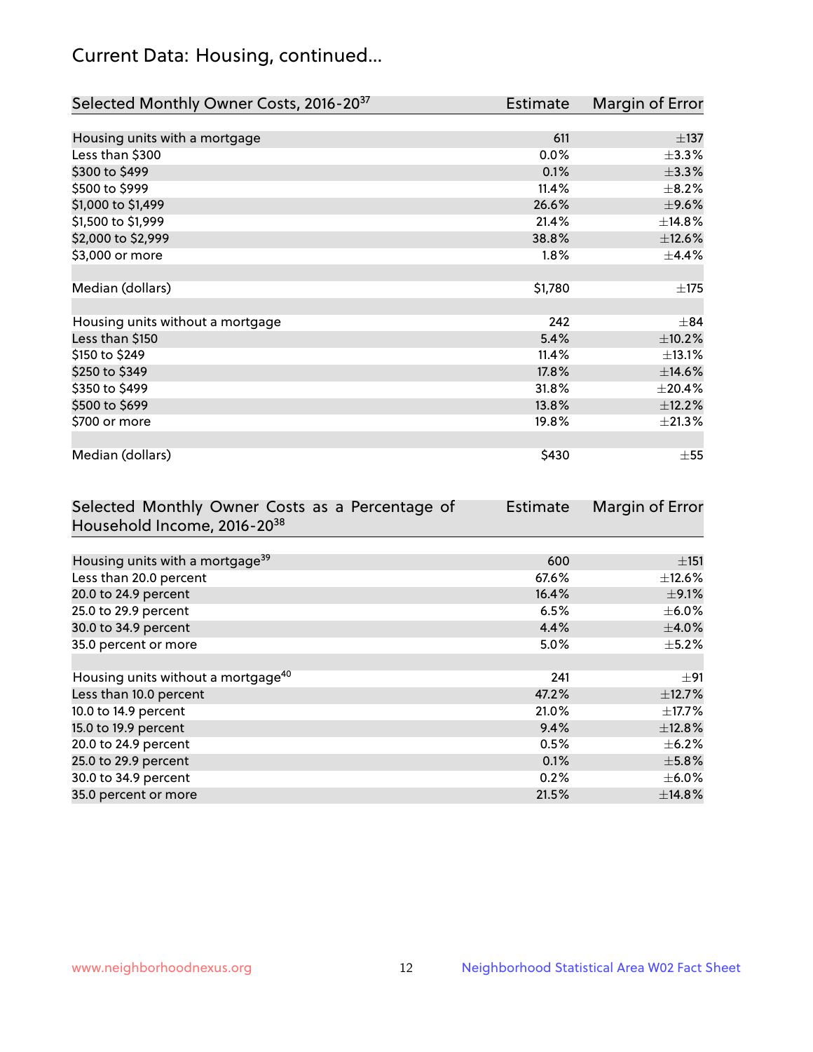## Current Data: Housing, continued...

| Selected Monthly Owner Costs, 2016-20[37] | Estimate | Margin of Error |
|---|---|---|
| Housing units with a mortgage | 611 | ±137 |
| Less than $300 | 0.0% | ±3.3% |
| $300 to $499 | 0.1% | ±3.3% |
| $500 to $999 | 11.4% | ±8.2% |
| $1,000 to $1,499 | 26.6% | ±9.6% |
| $1,500 to $1,999 | 21.4% | ±14.8% |
| $2,000 to $2,999 | 38.8% | ±12.6% |
| $3,000 or more | 1.8% | ±4.4% |
| | | |
| Median (dollars) | $1,780 | ±175 |
| | | |
| Housing units without a mortgage | 242 | ±84 |
| Less than $150 | 5.4% | ±10.2% |
| $150 to $249 | 11.4% | ±13.1% |
| $250 to $349 | 17.8% | ±14.6% |
| $350 to $499 | 31.8% | ±20.4% |
| $500 to $699 | 13.8% | ±12.2% |
| $700 or more | 19.8% | ±21.3% |
| | | |
| Median (dollars) | $430 | ±55 |

| Selected Monthly Owner Costs as a Percentage of Household Income, 2016-20[38] | Estimate | Margin of Error |
|---|---|---|
| Housing units with a mortgage[39] | 600 | ±151 |
| Less than 20.0 percent | 67.6% | ±12.6% |
| 20.0 to 24.9 percent | 16.4% | ±9.1% |
| 25.0 to 29.9 percent | 6.5% | ±6.0% |
| 30.0 to 34.9 percent | 4.4% | ±4.0% |
| 35.0 percent or more | 5.0% | ±5.2% |
| | | |
| Housing units without a mortgage[40] | 241 | ±91 |
| Less than 10.0 percent | 47.2% | ±12.7% |
| 10.0 to 14.9 percent | 21.0% | ±17.7% |
| 15.0 to 19.9 percent | 9.4% | ±12.8% |
| 20.0 to 24.9 percent | 0.5% | ±6.2% |
| 25.0 to 29.9 percent | 0.1% | ±5.8% |
| 30.0 to 34.9 percent | 0.2% | ±6.0% |
| 35.0 percent or more | 21.5% | ±14.8% |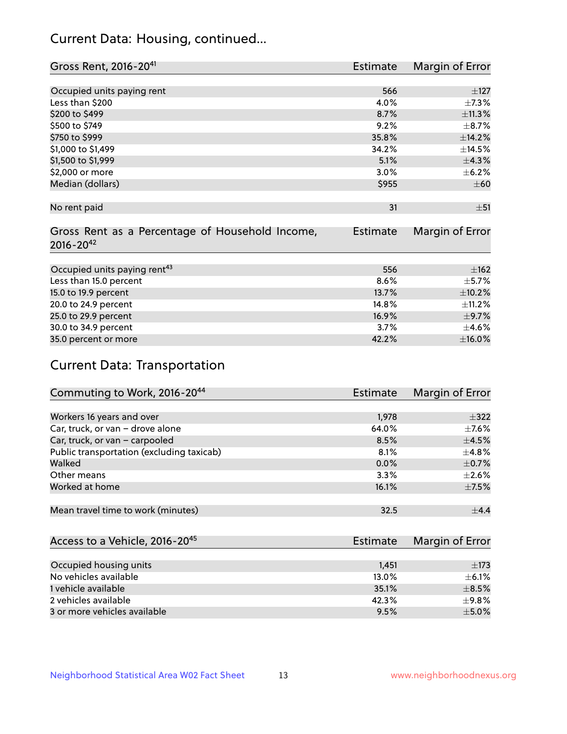## Current Data: Housing, continued...

| Gross Rent, 2016-20[41] | Estimate | Margin of Error |
|---|---|---|
| Occupied units paying rent | 566 | ±127 |
| Less than $200 | 4.0% | ±7.3% |
| $200 to $499 | 8.7% | ±11.3% |
| $500 to $749 | 9.2% | ±8.7% |
| $750 to $999 | 35.8% | ±14.2% |
| $1,000 to $1,499 | 34.2% | ±14.5% |
| $1,500 to $1,999 | 5.1% | ±4.3% |
| $2,000 or more | 3.0% | ±6.2% |
| Median (dollars) | $955 | ±60 |
| No rent paid | 31 | ±51 |

| Gross Rent as a Percentage of Household Income, 2016-20[42] | Estimate | Margin of Error |
|---|---|---|
| Occupied units paying rent[43] | 556 | ±162 |
| Less than 15.0 percent | 8.6% | ±5.7% |
| 15.0 to 19.9 percent | 13.7% | ±10.2% |
| 20.0 to 24.9 percent | 14.8% | ±11.2% |
| 25.0 to 29.9 percent | 16.9% | ±9.7% |
| 30.0 to 34.9 percent | 3.7% | ±4.6% |
| 35.0 percent or more | 42.2% | ±16.0% |

## Current Data: Transportation

| Commuting to Work, 2016-20[44] | Estimate | Margin of Error |
|---|---|---|
| Workers 16 years and over | 1,978 | ±322 |
| Car, truck, or van – drove alone | 64.0% | ±7.6% |
| Car, truck, or van – carpooled | 8.5% | ±4.5% |
| Public transportation (excluding taxicab) | 8.1% | ±4.8% |
| Walked | 0.0% | ±0.7% |
| Other means | 3.3% | ±2.6% |
| Worked at home | 16.1% | ±7.5% |
| Mean travel time to work (minutes) | 32.5 | ±4.4 |

| Access to a Vehicle, 2016-20[45] | Estimate | Margin of Error |
|---|---|---|
| Occupied housing units | 1,451 | ±173 |
| No vehicles available | 13.0% | ±6.1% |
| 1 vehicle available | 35.1% | ±8.5% |
| 2 vehicles available | 42.3% | ±9.8% |
| 3 or more vehicles available | 9.5% | ±5.0% |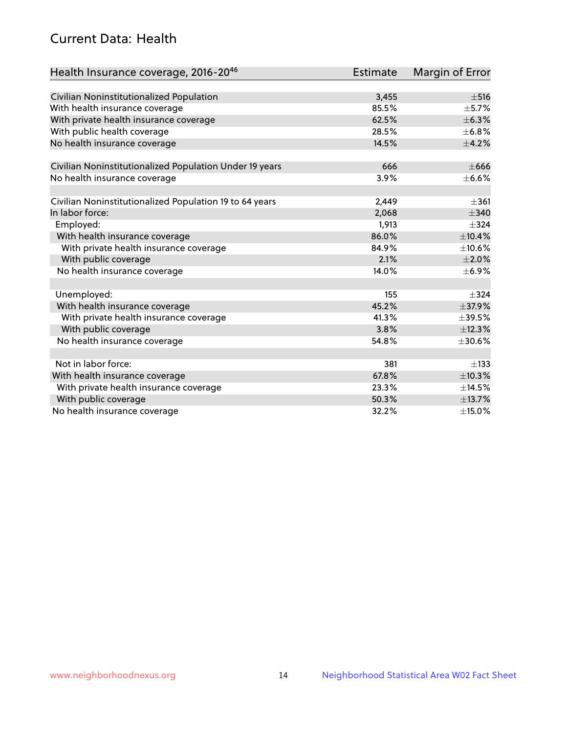## Current Data: Health

| Health Insurance coverage, 2016-20[46] | Estimate | Margin of Error |
|---|---|---|
| Civilian Noninstitutionalized Population | 3,455 | ±516 |
| With health insurance coverage | 85.5% | ±5.7% |
| With private health insurance coverage | 62.5% | ±6.3% |
| With public health coverage | 28.5% | ±6.8% |
| No health insurance coverage | 14.5% | ±4.2% |
| | | |
| Civilian Noninstitutionalized Population Under 19 years | 666 | ±666 |
| No health insurance coverage | 3.9% | ±6.6% |
| | | |
| Civilian Noninstitutionalized Population 19 to 64 years | 2,449 | ±361 |
| In labor force: | 2,068 | ±340 |
| Employed: | 1,913 | ±324 |
| With health insurance coverage | 86.0% | ±10.4% |
| With private health insurance coverage | 84.9% | ±10.6% |
| With public coverage | 2.1% | ±2.0% |
| No health insurance coverage | 14.0% | ±6.9% |
| | | |
| Unemployed: | 155 | ±324 |
| With health insurance coverage | 45.2% | ±37.9% |
| With private health insurance coverage | 41.3% | ±39.5% |
| With public coverage | 3.8% | ±12.3% |
| No health insurance coverage | 54.8% | ±30.6% |
| | | |
| Not in labor force: | 381 | ±133 |
| With health insurance coverage | 67.8% | ±10.3% |
| With private health insurance coverage | 23.3% | ±14.5% |
| With public coverage | 50.3% | ±13.7% |
| No health insurance coverage | 32.2% | ±15.0% |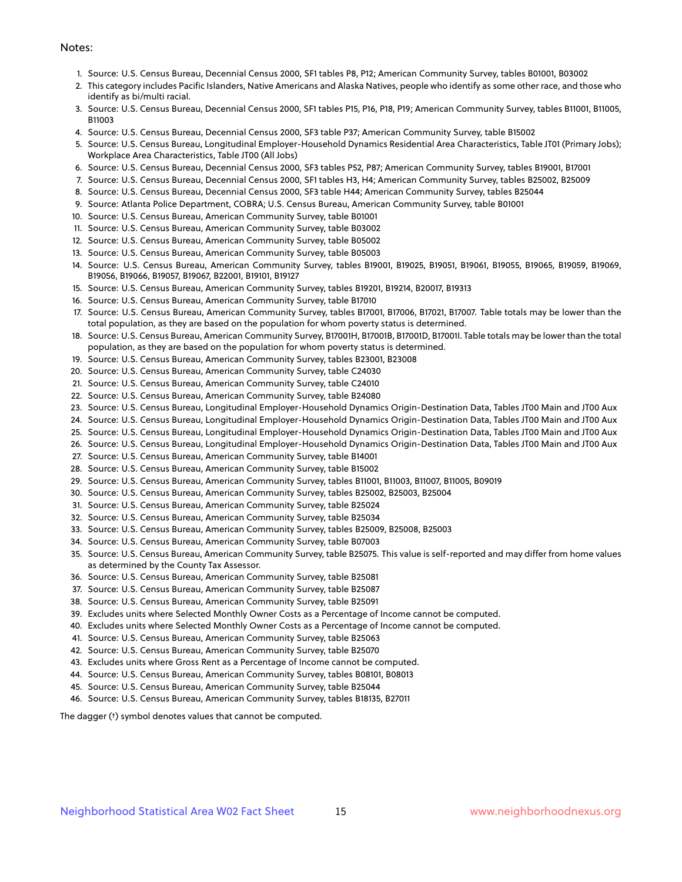Notes:

1. Source: U.S. Census Bureau, Decennial Census 2000, SF1 tables P8, P12; American Community Survey, tables B01001, B03002
2. This category includes Pacific Islanders, Native Americans and Alaska Natives, people who identify as some other race, and those who identify as bi/multi racial.
3. Source: U.S. Census Bureau, Decennial Census 2000, SF1 tables P15, P16, P18, P19; American Community Survey, tables B11001, B11005, B11003
4. Source: U.S. Census Bureau, Decennial Census 2000, SF3 table P37; American Community Survey, table B15002
5. Source: U.S. Census Bureau, Longitudinal Employer-Household Dynamics Residential Area Characteristics, Table JT01 (Primary Jobs); Workplace Area Characteristics, Table JT00 (All Jobs)
6. Source: U.S. Census Bureau, Decennial Census 2000, SF3 tables P52, P87; American Community Survey, tables B19001, B17001
7. Source: U.S. Census Bureau, Decennial Census 2000, SF1 tables H3, H4; American Community Survey, tables B25002, B25009
8. Source: U.S. Census Bureau, Decennial Census 2000, SF3 table H44; American Community Survey, tables B25044
9. Source: Atlanta Police Department, COBRA; U.S. Census Bureau, American Community Survey, table B01001
10. Source: U.S. Census Bureau, American Community Survey, table B01001
11. Source: U.S. Census Bureau, American Community Survey, table B03002
12. Source: U.S. Census Bureau, American Community Survey, table B05002
13. Source: U.S. Census Bureau, American Community Survey, table B05003
14. Source: U.S. Census Bureau, American Community Survey, tables B19001, B19025, B19051, B19061, B19055, B19065, B19059, B19069, B19056, B19066, B19057, B19067, B22001, B19101, B19127
15. Source: U.S. Census Bureau, American Community Survey, tables B19201, B19214, B20017, B19313
16. Source: U.S. Census Bureau, American Community Survey, table B17010
17. Source: U.S. Census Bureau, American Community Survey, tables B17001, B17006, B17021, B17007. Table totals may be lower than the total population, as they are based on the population for whom poverty status is determined.
18. Source: U.S. Census Bureau, American Community Survey, B17001H, B17001B, B17001D, B17001I. Table totals may be lower than the total population, as they are based on the population for whom poverty status is determined.
19. Source: U.S. Census Bureau, American Community Survey, tables B23001, B23008
20. Source: U.S. Census Bureau, American Community Survey, table C24030
21. Source: U.S. Census Bureau, American Community Survey, table C24010
22. Source: U.S. Census Bureau, American Community Survey, table B24080
23. Source: U.S. Census Bureau, Longitudinal Employer-Household Dynamics Origin-Destination Data, Tables JT00 Main and JT00 Aux
24. Source: U.S. Census Bureau, Longitudinal Employer-Household Dynamics Origin-Destination Data, Tables JT00 Main and JT00 Aux
25. Source: U.S. Census Bureau, Longitudinal Employer-Household Dynamics Origin-Destination Data, Tables JT00 Main and JT00 Aux
26. Source: U.S. Census Bureau, Longitudinal Employer-Household Dynamics Origin-Destination Data, Tables JT00 Main and JT00 Aux
27. Source: U.S. Census Bureau, American Community Survey, table B14001
28. Source: U.S. Census Bureau, American Community Survey, table B15002
29. Source: U.S. Census Bureau, American Community Survey, tables B11001, B11003, B11007, B11005, B09019
30. Source: U.S. Census Bureau, American Community Survey, tables B25002, B25003, B25004
31. Source: U.S. Census Bureau, American Community Survey, table B25024
32. Source: U.S. Census Bureau, American Community Survey, table B25034
33. Source: U.S. Census Bureau, American Community Survey, tables B25009, B25008, B25003
34. Source: U.S. Census Bureau, American Community Survey, table B07003
35. Source: U.S. Census Bureau, American Community Survey, table B25075. This value is self-reported and may differ from home values as determined by the County Tax Assessor.
36. Source: U.S. Census Bureau, American Community Survey, table B25081
37. Source: U.S. Census Bureau, American Community Survey, table B25087
38. Source: U.S. Census Bureau, American Community Survey, table B25091
39. Excludes units where Selected Monthly Owner Costs as a Percentage of Income cannot be computed.
40. Excludes units where Selected Monthly Owner Costs as a Percentage of Income cannot be computed.
41. Source: U.S. Census Bureau, American Community Survey, table B25063
42. Source: U.S. Census Bureau, American Community Survey, table B25070
43. Excludes units where Gross Rent as a Percentage of Income cannot be computed.
44. Source: U.S. Census Bureau, American Community Survey, tables B08101, B08013
45. Source: U.S. Census Bureau, American Community Survey, table B25044
46. Source: U.S. Census Bureau, American Community Survey, tables B18135, B27011

The dagger (†) symbol denotes values that cannot be computed.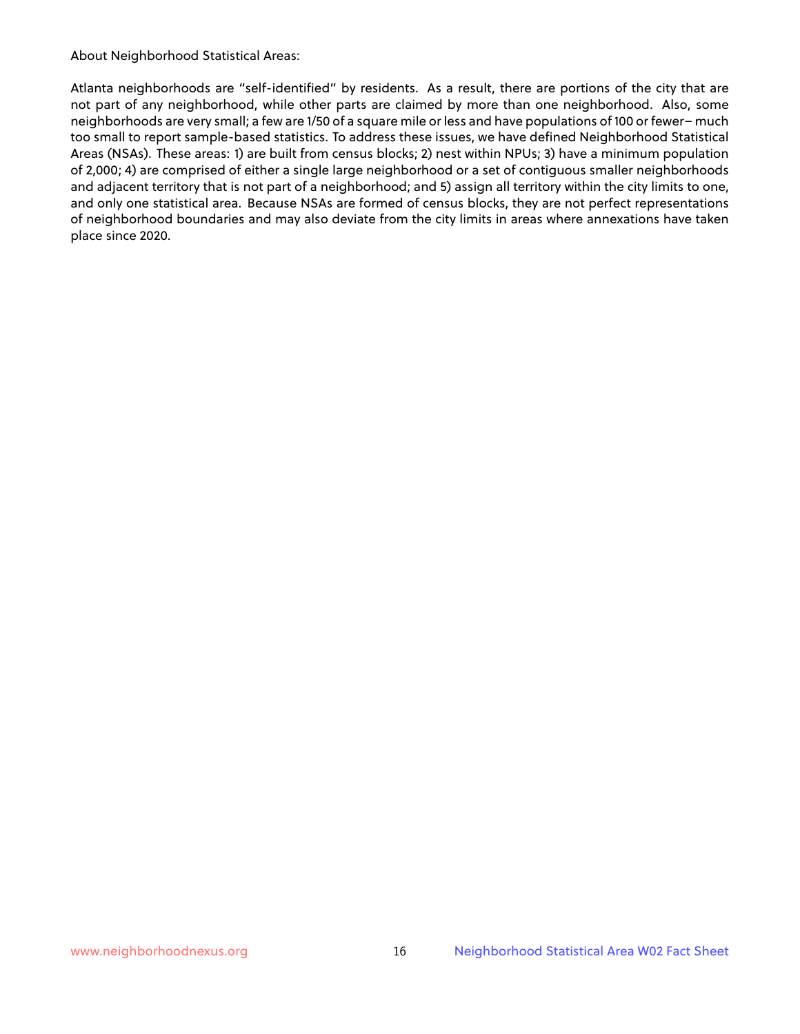About Neighborhood Statistical Areas:

Atlanta neighborhoods are "self-identified" by residents. As a result, there are portions of the city that are not part of any neighborhood, while other parts are claimed by more than one neighborhood. Also, some neighborhoods are very small; a few are 1/50 of a square mile or less and have populations of 100 or fewer– much too small to report sample-based statistics. To address these issues, we have defined Neighborhood Statistical Areas (NSAs). These areas: 1) are built from census blocks; 2) nest within NPUs; 3) have a minimum population of 2,000; 4) are comprised of either a single large neighborhood or a set of contiguous smaller neighborhoods and adjacent territory that is not part of a neighborhood; and 5) assign all territory within the city limits to one, and only one statistical area. Because NSAs are formed of census blocks, they are not perfect representations of neighborhood boundaries and may also deviate from the city limits in areas where annexations have taken place since 2020.